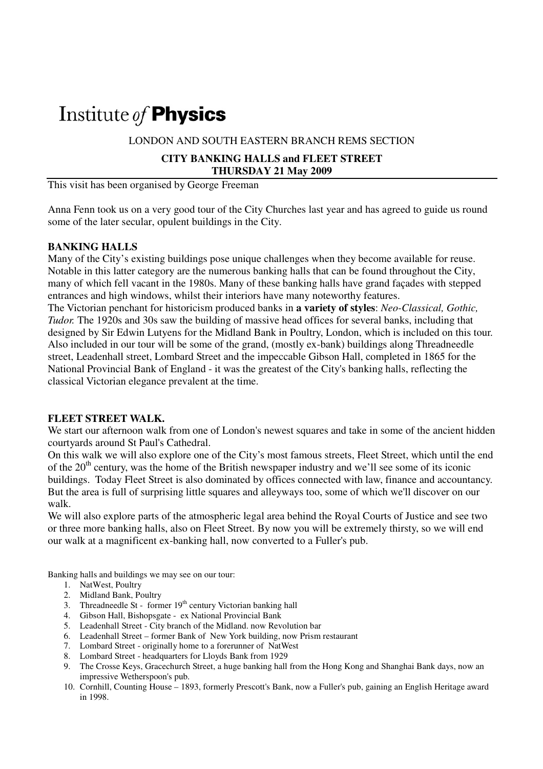# Institute *of* **Physics**

LONDON AND SOUTH EASTERN BRANCH REMS SECTION

**CITY BANKING HALLS and FLEET STREET**
**THURSDAY 21 May 2009**

This visit has been organised by George Freeman

Anna Fenn took us on a very good tour of the City Churches last year and has agreed to guide us round some of the later secular, opulent buildings in the City.

## BANKING HALLS

Many of the City's existing buildings pose unique challenges when they become available for reuse. Notable in this latter category are the numerous banking halls that can be found throughout the City, many of which fell vacant in the 1980s. Many of these banking halls have grand façades with stepped entrances and high windows, whilst their interiors have many noteworthy features.

The Victorian penchant for historicism produced banks in **a variety of styles**: *Neo-Classical, Gothic, Tudor.* The 1920s and 30s saw the building of massive head offices for several banks, including that designed by Sir Edwin Lutyens for the Midland Bank in Poultry, London, which is included on this tour. Also included in our tour will be some of the grand, (mostly ex-bank) buildings along Threadneedle street, Leadenhall street, Lombard Street and the impeccable Gibson Hall, completed in 1865 for the National Provincial Bank of England - it was the greatest of the City's banking halls, reflecting the classical Victorian elegance prevalent at the time.

## FLEET STREET WALK.

We start our afternoon walk from one of London's newest squares and take in some of the ancient hidden courtyards around St Paul's Cathedral.

On this walk we will also explore one of the City's most famous streets, Fleet Street, which until the end of the 20th century, was the home of the British newspaper industry and we'll see some of its iconic buildings. Today Fleet Street is also dominated by offices connected with law, finance and accountancy. But the area is full of surprising little squares and alleyways too, some of which we'll discover on our walk.

We will also explore parts of the atmospheric legal area behind the Royal Courts of Justice and see two or three more banking halls, also on Fleet Street. By now you will be extremely thirsty, so we will end our walk at a magnificent ex-banking hall, now converted to a Fuller's pub.

Banking halls and buildings we may see on our tour:

1. NatWest, Poultry
2. Midland Bank, Poultry
3. Threadneedle St - former 19th century Victorian banking hall
4. Gibson Hall, Bishopsgate - ex National Provincial Bank
5. Leadenhall Street - City branch of the Midland. now Revolution bar
6. Leadenhall Street – former Bank of New York building, now Prism restaurant
7. Lombard Street - originally home to a forerunner of NatWest
8. Lombard Street - headquarters for Lloyds Bank from 1929
9. The Crosse Keys, Gracechurch Street, a huge banking hall from the Hong Kong and Shanghai Bank days, now an impressive Wetherspoon's pub.
10. Cornhill, Counting House – 1893, formerly Prescott's Bank, now a Fuller's pub, gaining an English Heritage award in 1998.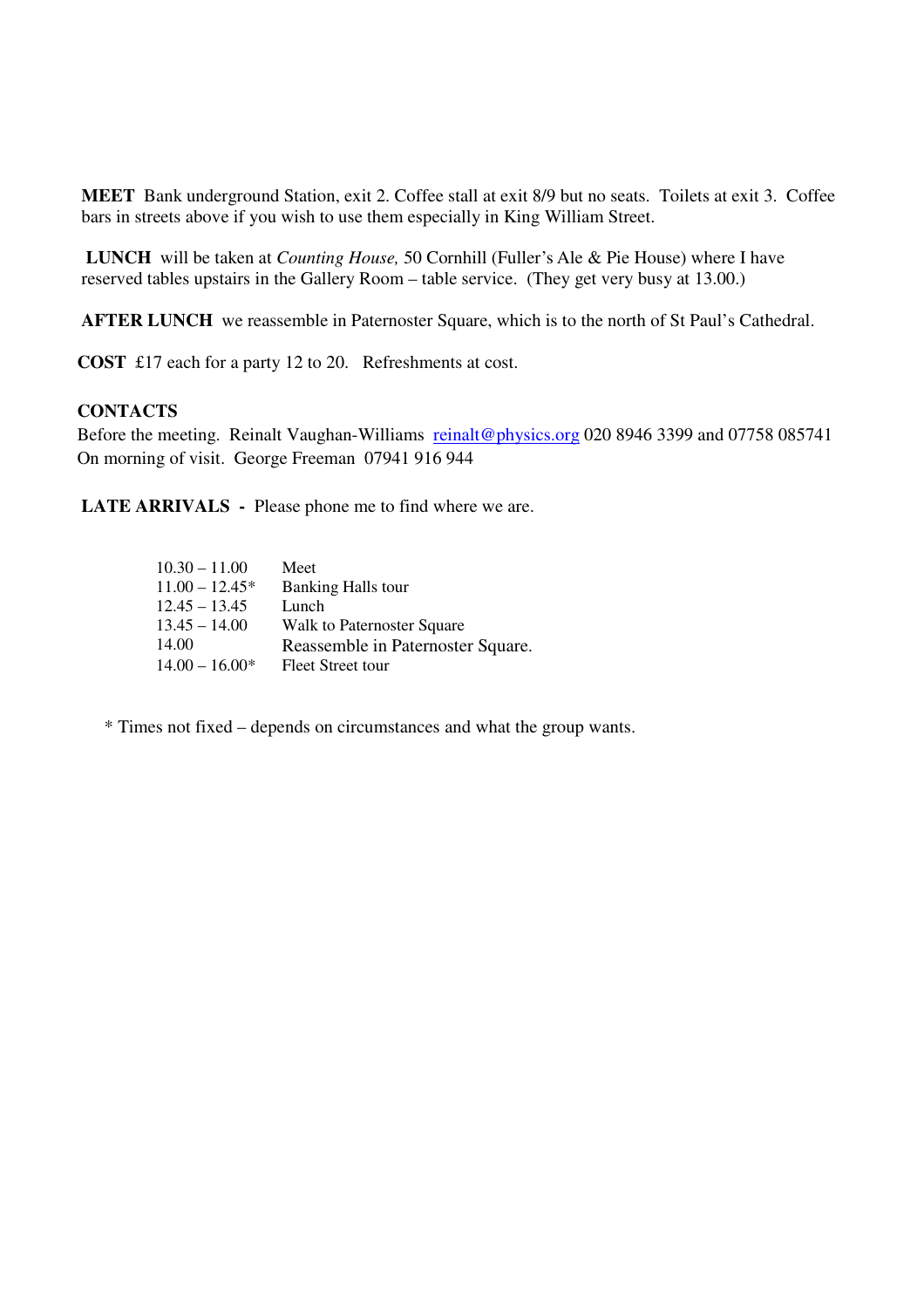**MEET** Bank underground Station, exit 2. Coffee stall at exit 8/9 but no seats. Toilets at exit 3. Coffee bars in streets above if you wish to use them especially in King William Street.

**LUNCH** will be taken at *Counting House,* 50 Cornhill (Fuller's Ale & Pie House) where I have reserved tables upstairs in the Gallery Room – table service. (They get very busy at 13.00.)

**AFTER LUNCH** we reassemble in Paternoster Square, which is to the north of St Paul's Cathedral.

**COST** £17 each for a party 12 to 20. Refreshments at cost.

**CONTACTS**
Before the meeting. Reinalt Vaughan-Williams reinalt@physics.org 020 8946 3399 and 07758 085741
On morning of visit. George Freeman 07941 916 944

**LATE ARRIVALS -** Please phone me to find where we are.

| | |
|---|---|
| 10.30 – 11.00 | Meet |
| 11.00 – 12.45* | Banking Halls tour |
| 12.45 – 13.45 | Lunch |
| 13.45 – 14.00 | Walk to Paternoster Square |
| 14.00 | Reassemble in Paternoster Square. |
| 14.00 – 16.00* | Fleet Street tour |

* Times not fixed – depends on circumstances and what the group wants.